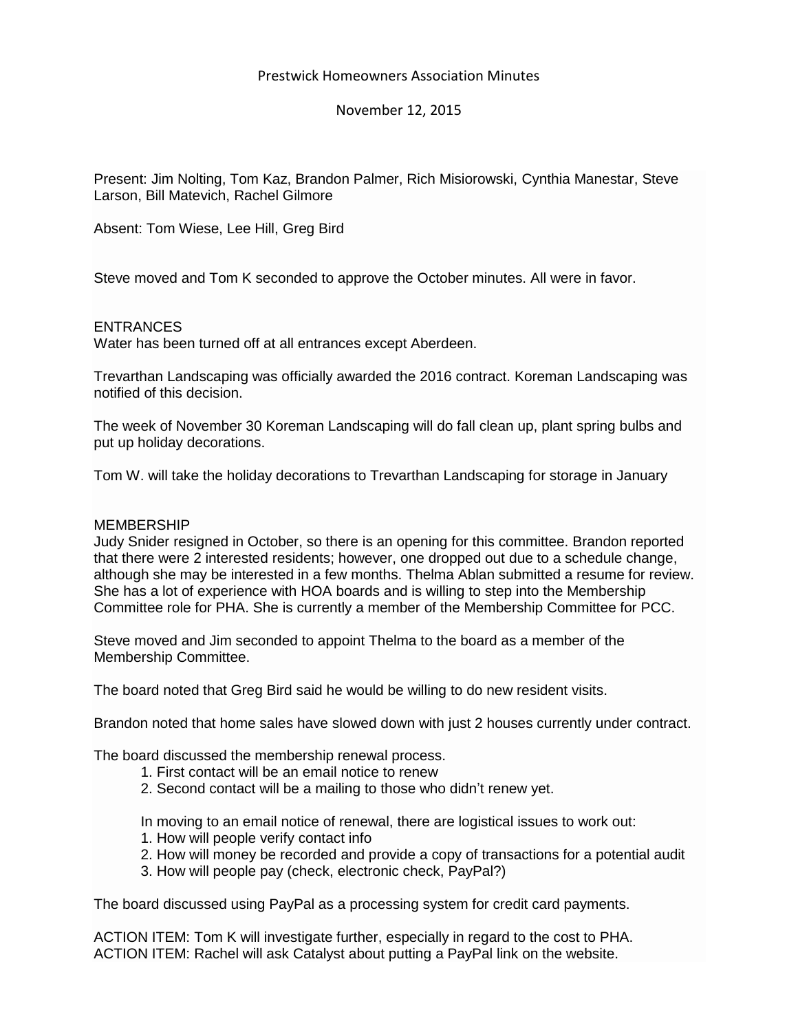# Prestwick Homeowners Association Minutes

November 12, 2015

Present: Jim Nolting, Tom Kaz, Brandon Palmer, Rich Misiorowski, Cynthia Manestar, Steve Larson, Bill Matevich, Rachel Gilmore

Absent: Tom Wiese, Lee Hill, Greg Bird

Steve moved and Tom K seconded to approve the October minutes. All were in favor.

## ENTRANCES

Water has been turned off at all entrances except Aberdeen.

Trevarthan Landscaping was officially awarded the 2016 contract. Koreman Landscaping was notified of this decision.

The week of November 30 Koreman Landscaping will do fall clean up, plant spring bulbs and put up holiday decorations.

Tom W. will take the holiday decorations to Trevarthan Landscaping for storage in January

## MEMBERSHIP

Judy Snider resigned in October, so there is an opening for this committee. Brandon reported that there were 2 interested residents; however, one dropped out due to a schedule change, although she may be interested in a few months. Thelma Ablan submitted a resume for review. She has a lot of experience with HOA boards and is willing to step into the Membership Committee role for PHA. She is currently a member of the Membership Committee for PCC.

Steve moved and Jim seconded to appoint Thelma to the board as a member of the Membership Committee.

The board noted that Greg Bird said he would be willing to do new resident visits.

Brandon noted that home sales have slowed down with just 2 houses currently under contract.

The board discussed the membership renewal process.

1. First contact will be an email notice to renew
2. Second contact will be a mailing to those who didn't renew yet.

In moving to an email notice of renewal, there are logistical issues to work out:

1. How will people verify contact info
2. How will money be recorded and provide a copy of transactions for a potential audit
3. How will people pay (check, electronic check, PayPal?)

The board discussed using PayPal as a processing system for credit card payments.

ACTION ITEM: Tom K will investigate further, especially in regard to the cost to PHA.
ACTION ITEM: Rachel will ask Catalyst about putting a PayPal link on the website.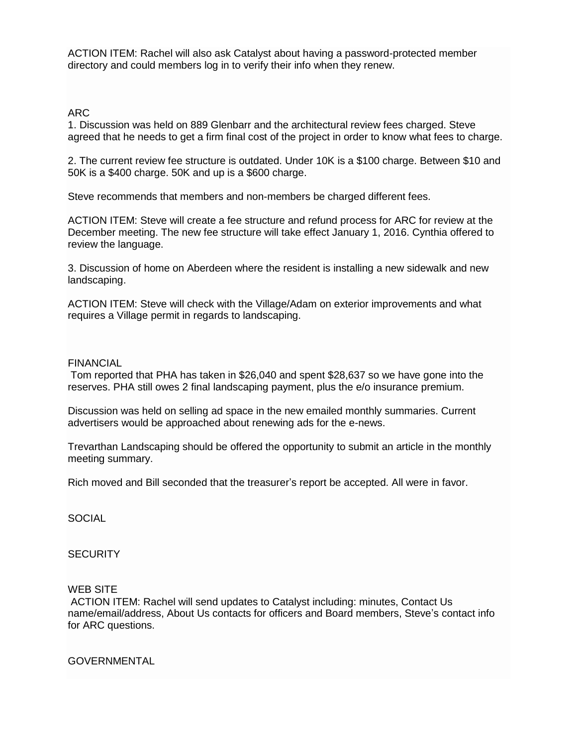ACTION ITEM: Rachel will also ask Catalyst about having a password-protected member directory and could members log in to verify their info when they renew.

## ARC

1. Discussion was held on 889 Glenbarr and the architectural review fees charged. Steve agreed that he needs to get a firm final cost of the project in order to know what fees to charge.

2. The current review fee structure is outdated. Under 10K is a $100 charge. Between $10 and 50K is a $400 charge. 50K and up is a $600 charge.

Steve recommends that members and non-members be charged different fees.

ACTION ITEM: Steve will create a fee structure and refund process for ARC for review at the December meeting. The new fee structure will take effect January 1, 2016. Cynthia offered to review the language.

3. Discussion of home on Aberdeen where the resident is installing a new sidewalk and new landscaping.

ACTION ITEM: Steve will check with the Village/Adam on exterior improvements and what requires a Village permit in regards to landscaping.

## FINANCIAL

Tom reported that PHA has taken in $26,040 and spent $28,637 so we have gone into the reserves. PHA still owes 2 final landscaping payment, plus the e/o insurance premium.

Discussion was held on selling ad space in the new emailed monthly summaries. Current advertisers would be approached about renewing ads for the e-news.

Trevarthan Landscaping should be offered the opportunity to submit an article in the monthly meeting summary.

Rich moved and Bill seconded that the treasurer's report be accepted. All were in favor.

## SOCIAL

## SECURITY

## WEB SITE

ACTION ITEM: Rachel will send updates to Catalyst including: minutes, Contact Us name/email/address, About Us contacts for officers and Board members, Steve's contact info for ARC questions.

## GOVERNMENTAL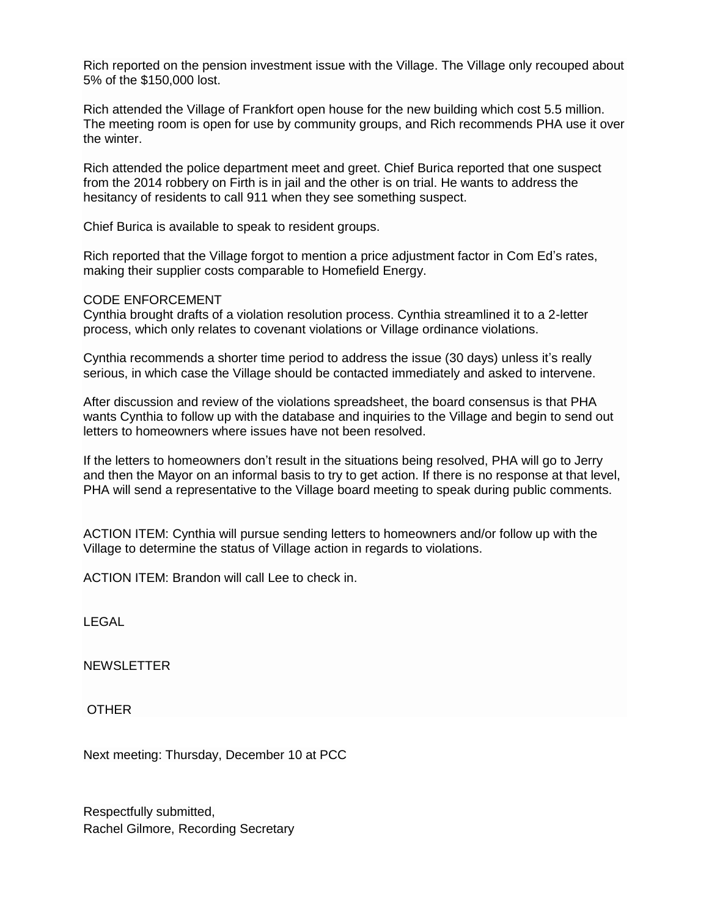Rich reported on the pension investment issue with the Village. The Village only recouped about 5% of the $150,000 lost.

Rich attended the Village of Frankfort open house for the new building which cost 5.5 million. The meeting room is open for use by community groups, and Rich recommends PHA use it over the winter.

Rich attended the police department meet and greet. Chief Burica reported that one suspect from the 2014 robbery on Firth is in jail and the other is on trial. He wants to address the hesitancy of residents to call 911 when they see something suspect.

Chief Burica is available to speak to resident groups.

Rich reported that the Village forgot to mention a price adjustment factor in Com Ed's rates, making their supplier costs comparable to Homefield Energy.

CODE ENFORCEMENT

Cynthia brought drafts of a violation resolution process. Cynthia streamlined it to a 2-letter process, which only relates to covenant violations or Village ordinance violations.

Cynthia recommends a shorter time period to address the issue (30 days) unless it's really serious, in which case the Village should be contacted immediately and asked to intervene.

After discussion and review of the violations spreadsheet, the board consensus is that PHA wants Cynthia to follow up with the database and inquiries to the Village and begin to send out letters to homeowners where issues have not been resolved.

If the letters to homeowners don't result in the situations being resolved, PHA will go to Jerry and then the Mayor on an informal basis to try to get action. If there is no response at that level, PHA will send a representative to the Village board meeting to speak during public comments.

ACTION ITEM: Cynthia will pursue sending letters to homeowners and/or follow up with the Village to determine the status of Village action in regards to violations.

ACTION ITEM: Brandon will call Lee to check in.

LEGAL

NEWSLETTER

OTHER

Next meeting: Thursday, December 10 at PCC

Respectfully submitted,
Rachel Gilmore, Recording Secretary